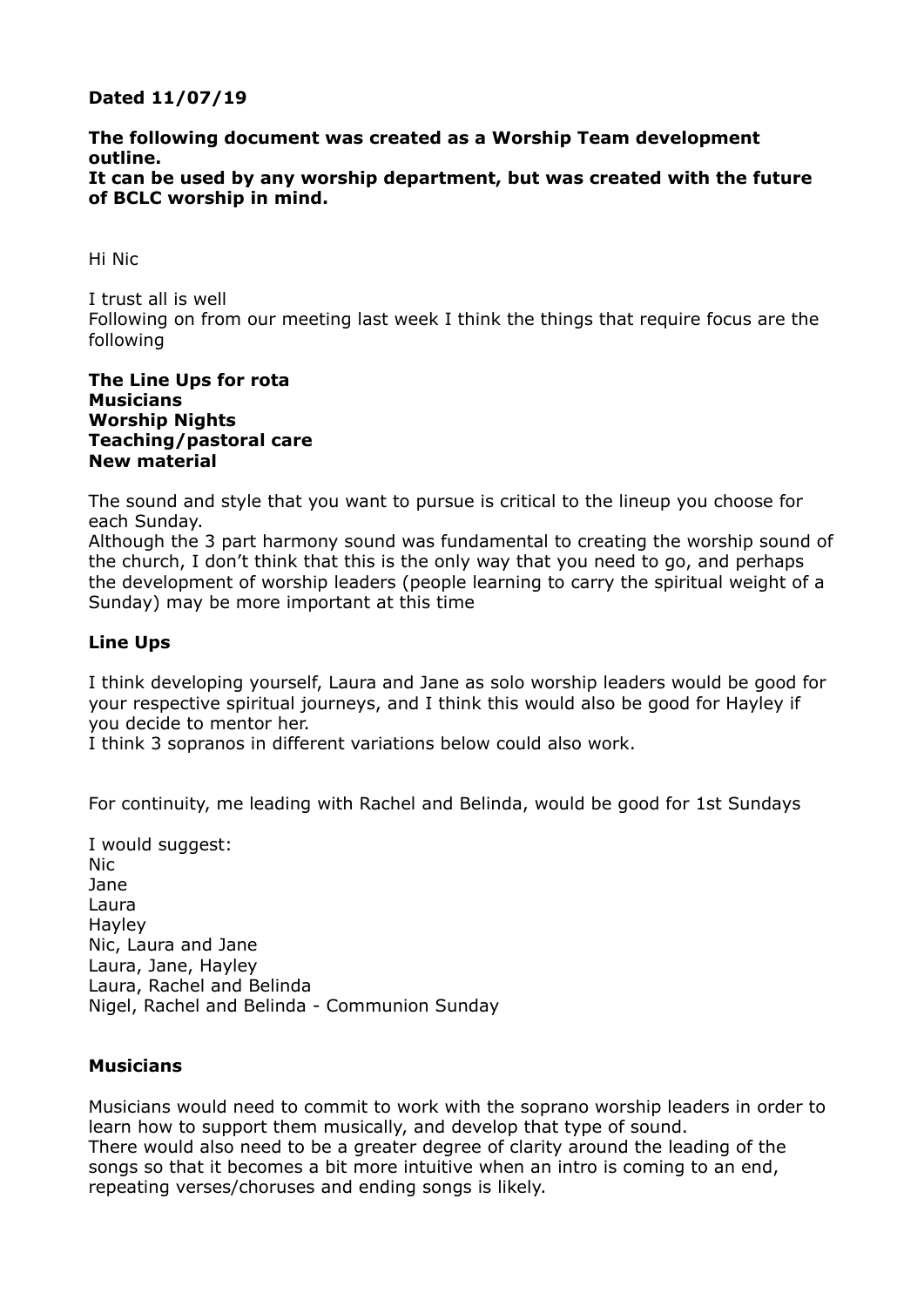**Dated 11/07/19**

**The following document was created as a Worship Team development outline.**
**It can be used by any worship department, but was created with the future of BCLC worship in mind.**

Hi Nic

I trust all is well
Following on from our meeting last week I think the things that require focus are the following

**The Line Ups for rota**
**Musicians**
**Worship Nights**
**Teaching/pastoral care**
**New material**

The sound and style that you want to pursue is critical to the lineup you choose for each Sunday.
Although the 3 part harmony sound was fundamental to creating the worship sound of the church, I don't think that this is the only way that you need to go, and perhaps the development of worship leaders (people learning to carry the spiritual weight of a Sunday) may be more important at this time

## Line Ups

I think developing yourself, Laura and Jane as solo worship leaders would be good for your respective spiritual journeys, and I think this would also be good for Hayley if you decide to mentor her.
I think 3 sopranos in different variations below could also work.

For continuity, me leading with Rachel and Belinda, would be good for 1st Sundays

I would suggest:
Nic
Jane
Laura
Hayley
Nic, Laura and Jane
Laura, Jane, Hayley
Laura, Rachel and Belinda
Nigel, Rachel and Belinda - Communion Sunday

## Musicians

Musicians would need to commit to work with the soprano worship leaders in order to learn how to support them musically, and develop that type of sound.
There would also need to be a greater degree of clarity around the leading of the songs so that it becomes a bit more intuitive when an intro is coming to an end, repeating verses/choruses and ending songs is likely.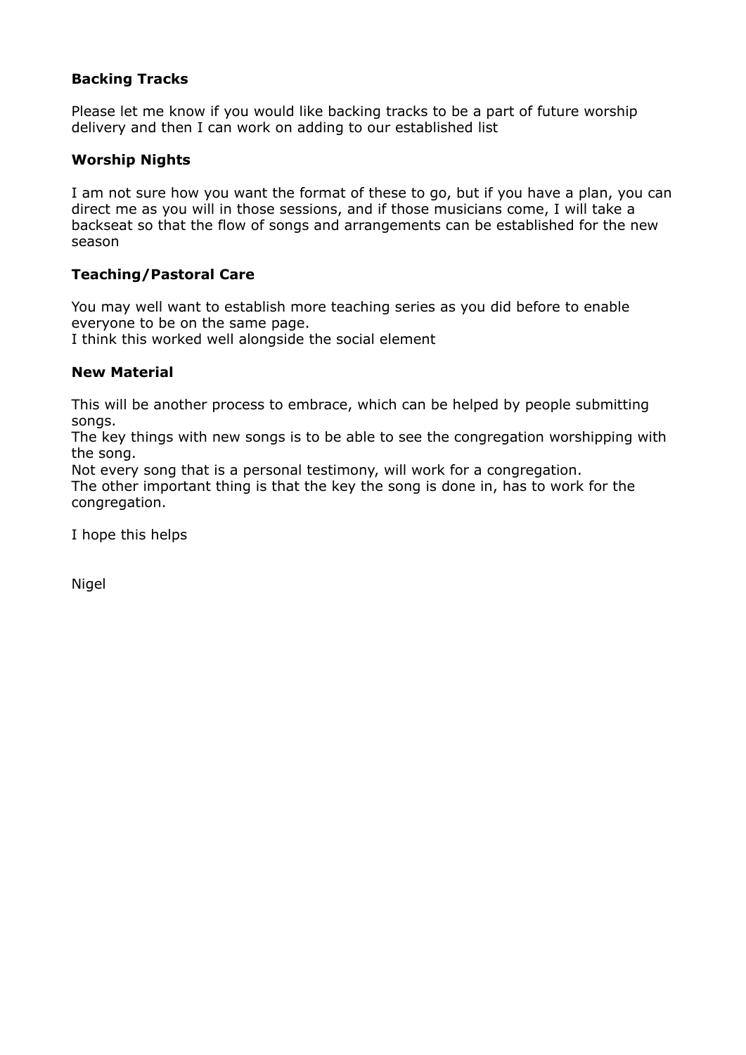**Backing Tracks**

Please let me know if you would like backing tracks to be a part of future worship delivery and then I can work on adding to our established list

**Worship Nights**

I am not sure how you want the format of these to go, but if you have a plan, you can direct me as you will in those sessions, and if those musicians come, I will take a backseat so that the flow of songs and arrangements can be established for the new season

**Teaching/Pastoral Care**

You may well want to establish more teaching series as you did before to enable everyone to be on the same page.
I think this worked well alongside the social element

**New Material**

This will be another process to embrace, which can be helped by people submitting songs.
The key things with new songs is to be able to see the congregation worshipping with the song.
Not every song that is a personal testimony, will work for a congregation.
The other important thing is that the key the song is done in, has to work for the congregation.

I hope this helps

Nigel